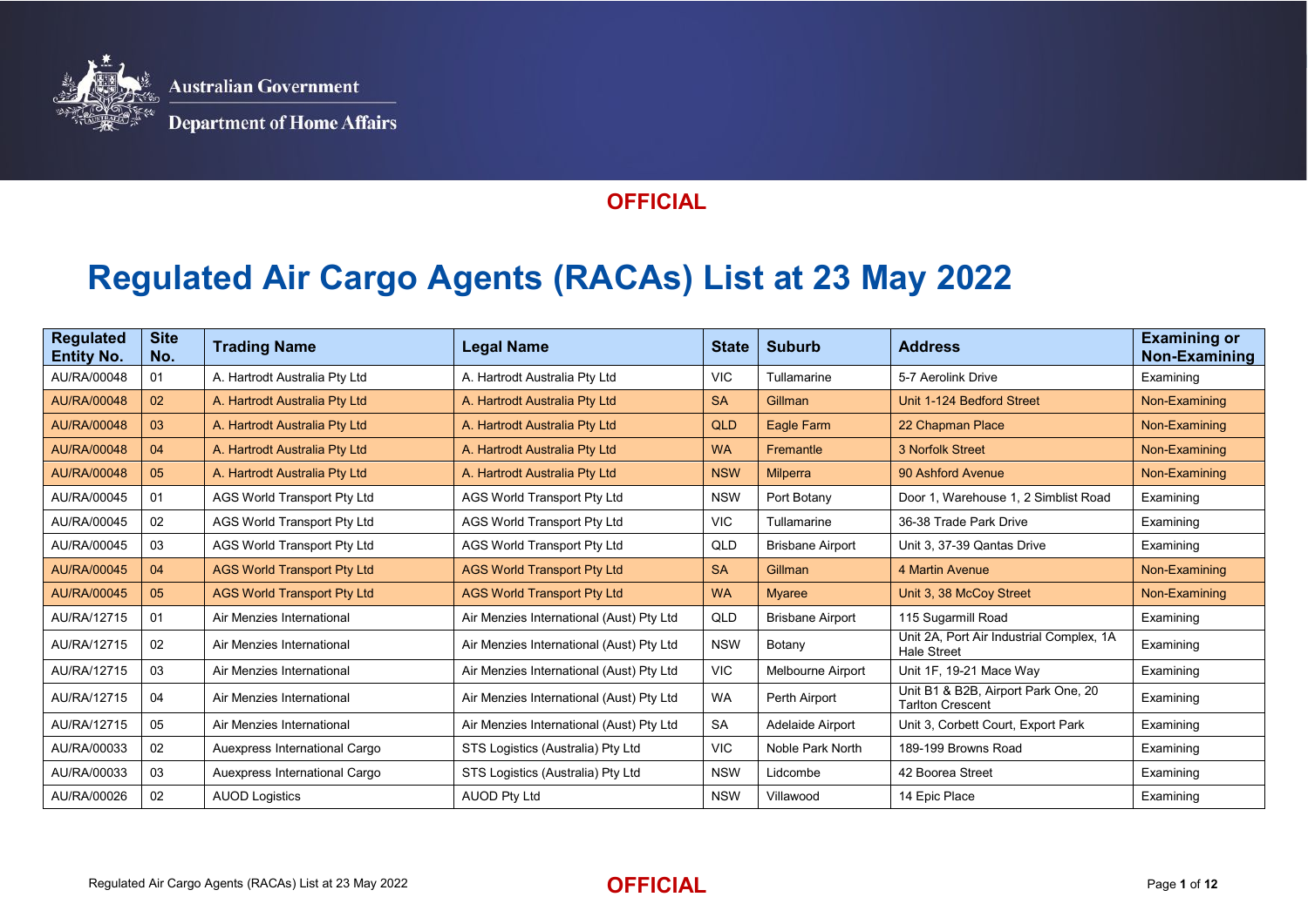Australian Government

Department of Home Affairs

**OFFICIAL**

# Regulated Air Cargo Agents (RACAs) List at 23 May 2022

| Regulated Entity No. | Site No. | Trading Name | Legal Name | State | Suburb | Address | Examining or Non-Examining |
|---|---|---|---|---|---|---|---|
| AU/RA/00048 | 01 | A. Hartrodt Australia Pty Ltd | A. Hartrodt Australia Pty Ltd | VIC | Tullamarine | 5-7 Aerolink Drive | Examining |
| AU/RA/00048 | 02 | A. Hartrodt Australia Pty Ltd | A. Hartrodt Australia Pty Ltd | SA | Gillman | Unit 1-124 Bedford Street | Non-Examining |
| AU/RA/00048 | 03 | A. Hartrodt Australia Pty Ltd | A. Hartrodt Australia Pty Ltd | QLD | Eagle Farm | 22 Chapman Place | Non-Examining |
| AU/RA/00048 | 04 | A. Hartrodt Australia Pty Ltd | A. Hartrodt Australia Pty Ltd | WA | Fremantle | 3 Norfolk Street | Non-Examining |
| AU/RA/00048 | 05 | A. Hartrodt Australia Pty Ltd | A. Hartrodt Australia Pty Ltd | NSW | Milperra | 90 Ashford Avenue | Non-Examining |
| AU/RA/00045 | 01 | AGS World Transport Pty Ltd | AGS World Transport Pty Ltd | NSW | Port Botany | Door 1, Warehouse 1, 2 Simblist Road | Examining |
| AU/RA/00045 | 02 | AGS World Transport Pty Ltd | AGS World Transport Pty Ltd | VIC | Tullamarine | 36-38 Trade Park Drive | Examining |
| AU/RA/00045 | 03 | AGS World Transport Pty Ltd | AGS World Transport Pty Ltd | QLD | Brisbane Airport | Unit 3, 37-39 Qantas Drive | Examining |
| AU/RA/00045 | 04 | AGS World Transport Pty Ltd | AGS World Transport Pty Ltd | SA | Gillman | 4 Martin Avenue | Non-Examining |
| AU/RA/00045 | 05 | AGS World Transport Pty Ltd | AGS World Transport Pty Ltd | WA | Myaree | Unit 3, 38 McCoy Street | Non-Examining |
| AU/RA/12715 | 01 | Air Menzies International | Air Menzies International (Aust) Pty Ltd | QLD | Brisbane Airport | 115 Sugarmill Road | Examining |
| AU/RA/12715 | 02 | Air Menzies International | Air Menzies International (Aust) Pty Ltd | NSW | Botany | Unit 2A, Port Air Industrial Complex, 1A Hale Street | Examining |
| AU/RA/12715 | 03 | Air Menzies International | Air Menzies International (Aust) Pty Ltd | VIC | Melbourne Airport | Unit 1F, 19-21 Mace Way | Examining |
| AU/RA/12715 | 04 | Air Menzies International | Air Menzies International (Aust) Pty Ltd | WA | Perth Airport | Unit B1 & B2B, Airport Park One, 20 Tarlton Crescent | Examining |
| AU/RA/12715 | 05 | Air Menzies International | Air Menzies International (Aust) Pty Ltd | SA | Adelaide Airport | Unit 3, Corbett Court, Export Park | Examining |
| AU/RA/00033 | 02 | Auexpress International Cargo | STS Logistics (Australia) Pty Ltd | VIC | Noble Park North | 189-199 Browns Road | Examining |
| AU/RA/00033 | 03 | Auexpress International Cargo | STS Logistics (Australia) Pty Ltd | NSW | Lidcombe | 42 Boorea Street | Examining |
| AU/RA/00026 | 02 | AUOD Logistics | AUOD Pty Ltd | NSW | Villawood | 14 Epic Place | Examining |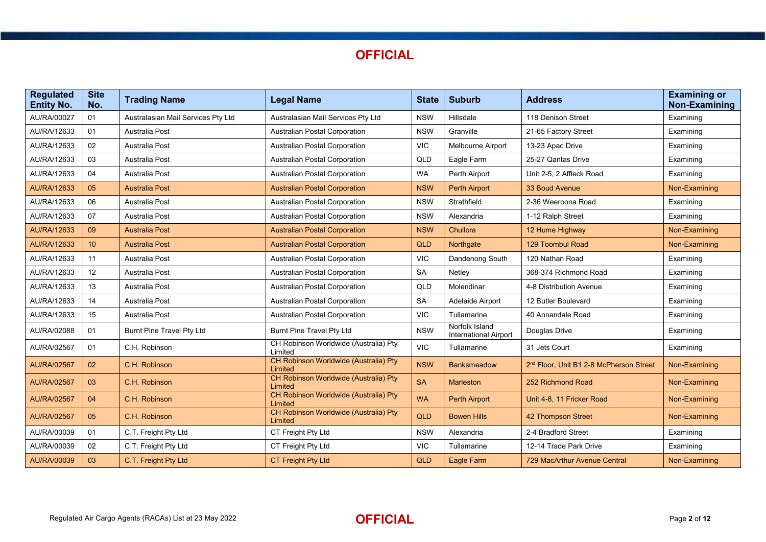**OFFICIAL**

| Regulated Entity No. | Site No. | Trading Name | Legal Name | State | Suburb | Address | Examining or Non-Examining |
|---|---|---|---|---|---|---|---|
| AU/RA/00027 | 01 | Australasian Mail Services Pty Ltd | Australasian Mail Services Pty Ltd | NSW | Hillsdale | 118 Denison Street | Examining |
| AU/RA/12633 | 01 | Australia Post | Australian Postal Corporation | NSW | Granville | 21-65 Factory Street | Examining |
| AU/RA/12633 | 02 | Australia Post | Australian Postal Corporation | VIC | Melbourne Airport | 13-23 Apac Drive | Examining |
| AU/RA/12633 | 03 | Australia Post | Australian Postal Corporation | QLD | Eagle Farm | 25-27 Qantas Drive | Examining |
| AU/RA/12633 | 04 | Australia Post | Australian Postal Corporation | WA | Perth Airport | Unit 2-5, 2 Affleck Road | Examining |
| AU/RA/12633 | 05 | Australia Post | Australian Postal Corporation | NSW | Perth Airport | 33 Boud Avenue | Non-Examining |
| AU/RA/12633 | 06 | Australia Post | Australian Postal Corporation | NSW | Strathfield | 2-36 Weeroona Road | Examining |
| AU/RA/12633 | 07 | Australia Post | Australian Postal Corporation | NSW | Alexandria | 1-12 Ralph Street | Examining |
| AU/RA/12633 | 09 | Australia Post | Australian Postal Corporation | NSW | Chullora | 12 Hume Highway | Non-Examining |
| AU/RA/12633 | 10 | Australia Post | Australian Postal Corporation | QLD | Northgate | 129 Toombul Road | Non-Examining |
| AU/RA/12633 | 11 | Australia Post | Australian Postal Corporation | VIC | Dandenong South | 120 Nathan Road | Examining |
| AU/RA/12633 | 12 | Australia Post | Australian Postal Corporation | SA | Netley | 368-374 Richmond Road | Examining |
| AU/RA/12633 | 13 | Australia Post | Australian Postal Corporation | QLD | Molendinar | 4-8 Distribution Avenue | Examining |
| AU/RA/12633 | 14 | Australia Post | Australian Postal Corporation | SA | Adelaide Airport | 12 Butler Boulevard | Examining |
| AU/RA/12633 | 15 | Australia Post | Australian Postal Corporation | VIC | Tullamarine | 40 Annandale Road | Examining |
| AU/RA/02088 | 01 | Burnt Pine Travel Pty Ltd | Burnt Pine Travel Pty Ltd | NSW | Norfolk Island International Airport | Douglas Drive | Examining |
| AU/RA/02567 | 01 | C.H. Robinson | CH Robinson Worldwide (Australia) Pty Limited | VIC | Tullamarine | 31 Jets Court | Examining |
| AU/RA/02567 | 02 | C.H. Robinson | CH Robinson Worldwide (Australia) Pty Limited | NSW | Banksmeadow | 2nd Floor, Unit B1 2-8 McPherson Street | Non-Examining |
| AU/RA/02567 | 03 | C.H. Robinson | CH Robinson Worldwide (Australia) Pty Limited | SA | Marleston | 252 Richmond Road | Non-Examining |
| AU/RA/02567 | 04 | C.H. Robinson | CH Robinson Worldwide (Australia) Pty Limited | WA | Perth Airport | Unit 4-8, 11 Fricker Road | Non-Examining |
| AU/RA/02567 | 05 | C.H. Robinson | CH Robinson Worldwide (Australia) Pty Limited | QLD | Bowen Hills | 42 Thompson Street | Non-Examining |
| AU/RA/00039 | 01 | C.T. Freight Pty Ltd | CT Freight Pty Ltd | NSW | Alexandria | 2-4 Bradford Street | Examining |
| AU/RA/00039 | 02 | C.T. Freight Pty Ltd | CT Freight Pty Ltd | VIC | Tullamarine | 12-14 Trade Park Drive | Examining |
| AU/RA/00039 | 03 | C.T. Freight Pty Ltd | CT Freight Pty Ltd | QLD | Eagle Farm | 729 MacArthur Avenue Central | Non-Examining |

Regulated Air Cargo Agents (RACAs) List at 23 May 2022

**OFFICIAL**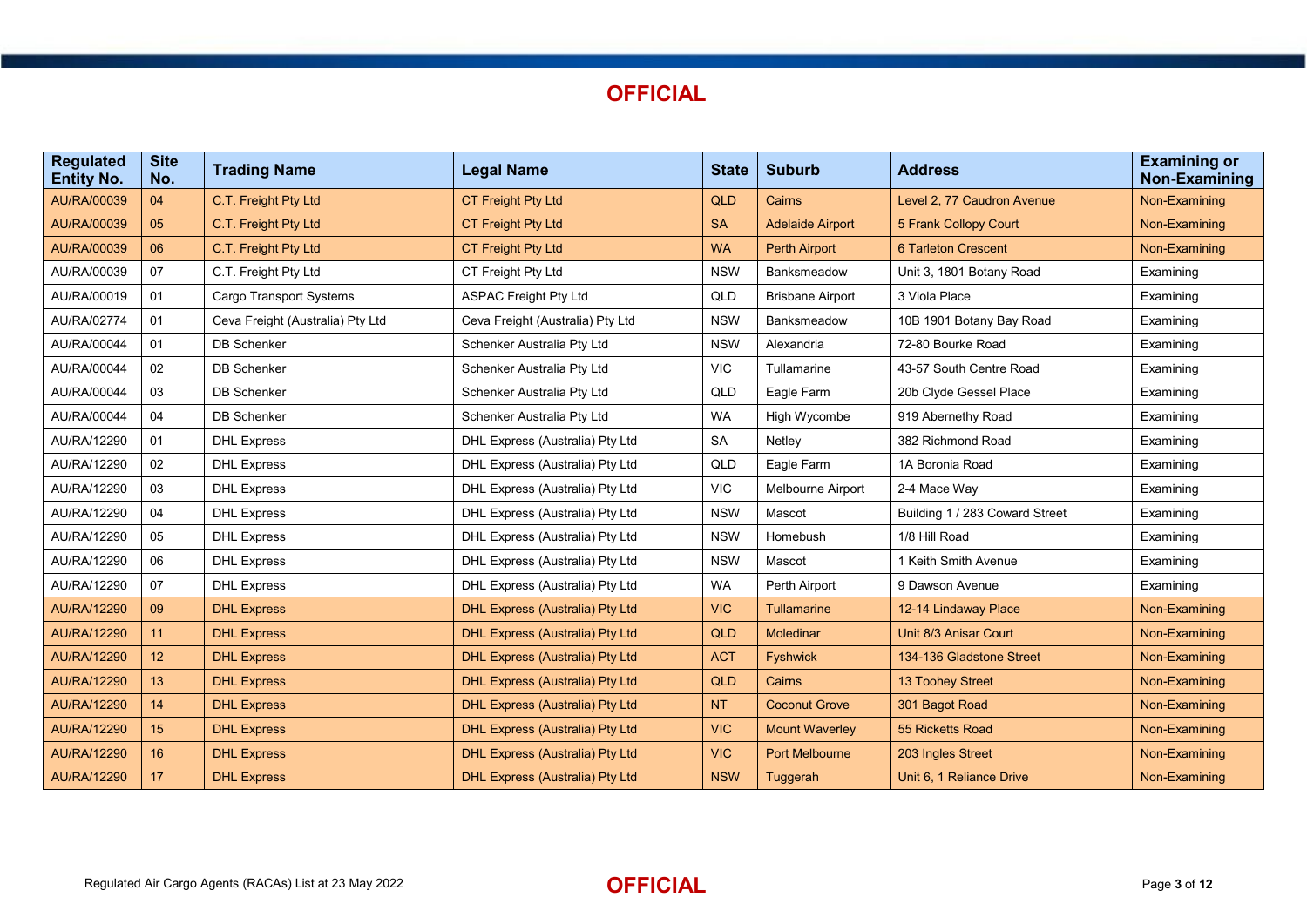**OFFICIAL**

| Regulated Entity No. | Site No. | Trading Name | Legal Name | State | Suburb | Address | Examining or Non-Examining |
|---|---|---|---|---|---|---|---|
| AU/RA/00039 | 04 | C.T. Freight Pty Ltd | CT Freight Pty Ltd | QLD | Cairns | Level 2, 77 Caudron Avenue | Non-Examining |
| AU/RA/00039 | 05 | C.T. Freight Pty Ltd | CT Freight Pty Ltd | SA | Adelaide Airport | 5 Frank Collopy Court | Non-Examining |
| AU/RA/00039 | 06 | C.T. Freight Pty Ltd | CT Freight Pty Ltd | WA | Perth Airport | 6 Tarleton Crescent | Non-Examining |
| AU/RA/00039 | 07 | C.T. Freight Pty Ltd | CT Freight Pty Ltd | NSW | Banksmeadow | Unit 3, 1801 Botany Road | Examining |
| AU/RA/00019 | 01 | Cargo Transport Systems | ASPAC Freight Pty Ltd | QLD | Brisbane Airport | 3 Viola Place | Examining |
| AU/RA/02774 | 01 | Ceva Freight (Australia) Pty Ltd | Ceva Freight (Australia) Pty Ltd | NSW | Banksmeadow | 10B 1901 Botany Bay Road | Examining |
| AU/RA/00044 | 01 | DB Schenker | Schenker Australia Pty Ltd | NSW | Alexandria | 72-80 Bourke Road | Examining |
| AU/RA/00044 | 02 | DB Schenker | Schenker Australia Pty Ltd | VIC | Tullamarine | 43-57 South Centre Road | Examining |
| AU/RA/00044 | 03 | DB Schenker | Schenker Australia Pty Ltd | QLD | Eagle Farm | 20b Clyde Gessel Place | Examining |
| AU/RA/00044 | 04 | DB Schenker | Schenker Australia Pty Ltd | WA | High Wycombe | 919 Abernethy Road | Examining |
| AU/RA/12290 | 01 | DHL Express | DHL Express (Australia) Pty Ltd | SA | Netley | 382 Richmond Road | Examining |
| AU/RA/12290 | 02 | DHL Express | DHL Express (Australia) Pty Ltd | QLD | Eagle Farm | 1A Boronia Road | Examining |
| AU/RA/12290 | 03 | DHL Express | DHL Express (Australia) Pty Ltd | VIC | Melbourne Airport | 2-4 Mace Way | Examining |
| AU/RA/12290 | 04 | DHL Express | DHL Express (Australia) Pty Ltd | NSW | Mascot | Building 1 / 283 Coward Street | Examining |
| AU/RA/12290 | 05 | DHL Express | DHL Express (Australia) Pty Ltd | NSW | Homebush | 1/8 Hill Road | Examining |
| AU/RA/12290 | 06 | DHL Express | DHL Express (Australia) Pty Ltd | NSW | Mascot | 1 Keith Smith Avenue | Examining |
| AU/RA/12290 | 07 | DHL Express | DHL Express (Australia) Pty Ltd | WA | Perth Airport | 9 Dawson Avenue | Examining |
| AU/RA/12290 | 09 | DHL Express | DHL Express (Australia) Pty Ltd | VIC | Tullamarine | 12-14 Lindaway Place | Non-Examining |
| AU/RA/12290 | 11 | DHL Express | DHL Express (Australia) Pty Ltd | QLD | Moledinar | Unit 8/3 Anisar Court | Non-Examining |
| AU/RA/12290 | 12 | DHL Express | DHL Express (Australia) Pty Ltd | ACT | Fyshwick | 134-136 Gladstone Street | Non-Examining |
| AU/RA/12290 | 13 | DHL Express | DHL Express (Australia) Pty Ltd | QLD | Cairns | 13 Toohey Street | Non-Examining |
| AU/RA/12290 | 14 | DHL Express | DHL Express (Australia) Pty Ltd | NT | Coconut Grove | 301 Bagot Road | Non-Examining |
| AU/RA/12290 | 15 | DHL Express | DHL Express (Australia) Pty Ltd | VIC | Mount Waverley | 55 Ricketts Road | Non-Examining |
| AU/RA/12290 | 16 | DHL Express | DHL Express (Australia) Pty Ltd | VIC | Port Melbourne | 203 Ingles Street | Non-Examining |
| AU/RA/12290 | 17 | DHL Express | DHL Express (Australia) Pty Ltd | NSW | Tuggerah | Unit 6, 1 Reliance Drive | Non-Examining |

Regulated Air Cargo Agents (RACAs) List at 23 May 2022

**OFFICIAL**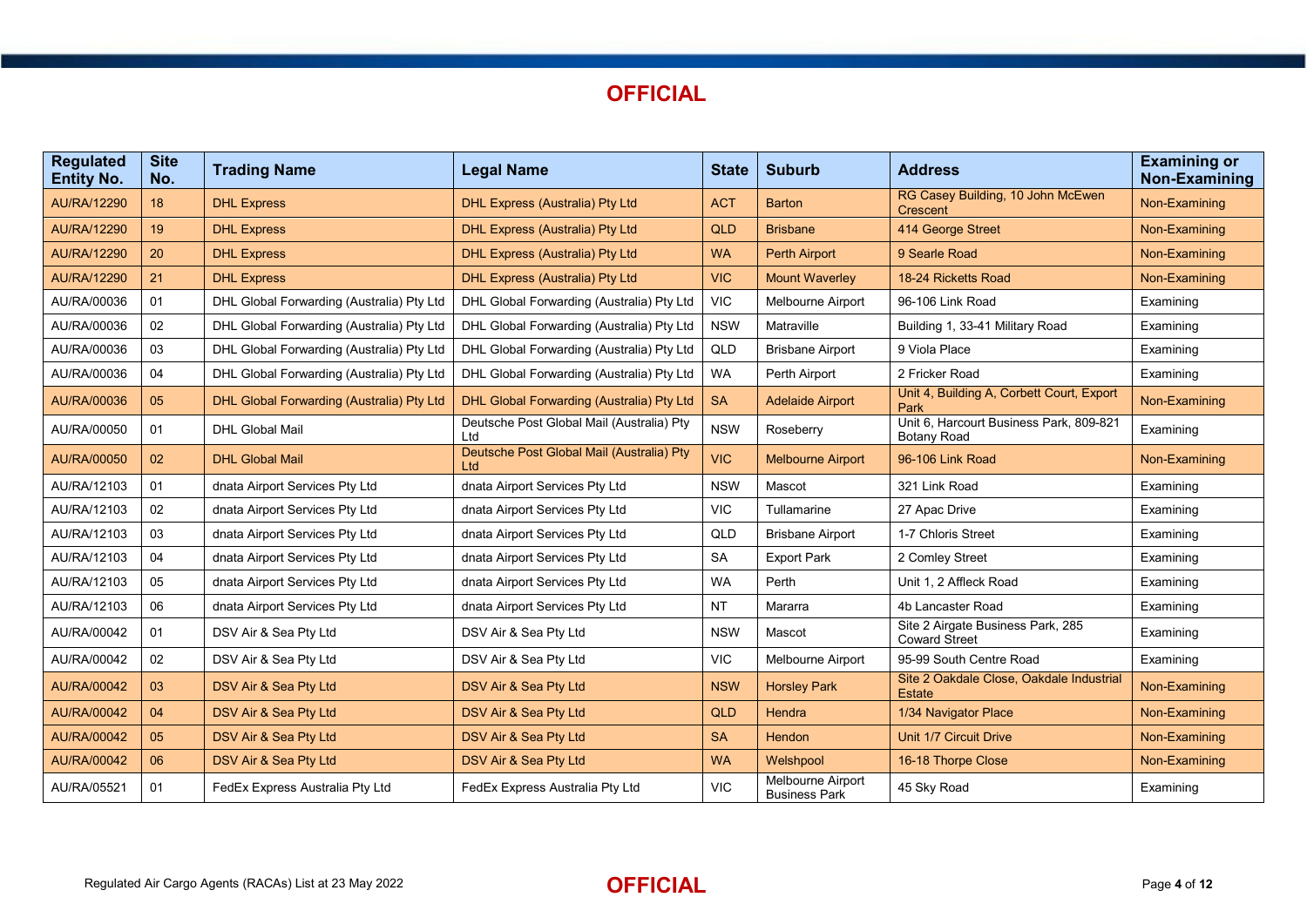**OFFICIAL**

| Regulated Entity No. | Site No. | Trading Name | Legal Name | State | Suburb | Address | Examining or Non-Examining |
|---|---|---|---|---|---|---|---|
| AU/RA/12290 | 18 | DHL Express | DHL Express (Australia) Pty Ltd | ACT | Barton | RG Casey Building, 10 John McEwen Crescent | Non-Examining |
| AU/RA/12290 | 19 | DHL Express | DHL Express (Australia) Pty Ltd | QLD | Brisbane | 414 George Street | Non-Examining |
| AU/RA/12290 | 20 | DHL Express | DHL Express (Australia) Pty Ltd | WA | Perth Airport | 9 Searle Road | Non-Examining |
| AU/RA/12290 | 21 | DHL Express | DHL Express (Australia) Pty Ltd | VIC | Mount Waverley | 18-24 Ricketts Road | Non-Examining |
| AU/RA/00036 | 01 | DHL Global Forwarding (Australia) Pty Ltd | DHL Global Forwarding (Australia) Pty Ltd | VIC | Melbourne Airport | 96-106 Link Road | Examining |
| AU/RA/00036 | 02 | DHL Global Forwarding (Australia) Pty Ltd | DHL Global Forwarding (Australia) Pty Ltd | NSW | Matraville | Building 1, 33-41 Military Road | Examining |
| AU/RA/00036 | 03 | DHL Global Forwarding (Australia) Pty Ltd | DHL Global Forwarding (Australia) Pty Ltd | QLD | Brisbane Airport | 9 Viola Place | Examining |
| AU/RA/00036 | 04 | DHL Global Forwarding (Australia) Pty Ltd | DHL Global Forwarding (Australia) Pty Ltd | WA | Perth Airport | 2 Fricker Road | Examining |
| AU/RA/00036 | 05 | DHL Global Forwarding (Australia) Pty Ltd | DHL Global Forwarding (Australia) Pty Ltd | SA | Adelaide Airport | Unit 4, Building A, Corbett Court, Export Park | Non-Examining |
| AU/RA/00050 | 01 | DHL Global Mail | Deutsche Post Global Mail (Australia) Pty Ltd | NSW | Roseberry | Unit 6, Harcourt Business Park, 809-821 Botany Road | Examining |
| AU/RA/00050 | 02 | DHL Global Mail | Deutsche Post Global Mail (Australia) Pty Ltd | VIC | Melbourne Airport | 96-106 Link Road | Non-Examining |
| AU/RA/12103 | 01 | dnata Airport Services Pty Ltd | dnata Airport Services Pty Ltd | NSW | Mascot | 321 Link Road | Examining |
| AU/RA/12103 | 02 | dnata Airport Services Pty Ltd | dnata Airport Services Pty Ltd | VIC | Tullamarine | 27 Apac Drive | Examining |
| AU/RA/12103 | 03 | dnata Airport Services Pty Ltd | dnata Airport Services Pty Ltd | QLD | Brisbane Airport | 1-7 Chloris Street | Examining |
| AU/RA/12103 | 04 | dnata Airport Services Pty Ltd | dnata Airport Services Pty Ltd | SA | Export Park | 2 Comley Street | Examining |
| AU/RA/12103 | 05 | dnata Airport Services Pty Ltd | dnata Airport Services Pty Ltd | WA | Perth | Unit 1, 2 Affleck Road | Examining |
| AU/RA/12103 | 06 | dnata Airport Services Pty Ltd | dnata Airport Services Pty Ltd | NT | Mararra | 4b Lancaster Road | Examining |
| AU/RA/00042 | 01 | DSV Air & Sea Pty Ltd | DSV Air & Sea Pty Ltd | NSW | Mascot | Site 2 Airgate Business Park, 285 Coward Street | Examining |
| AU/RA/00042 | 02 | DSV Air & Sea Pty Ltd | DSV Air & Sea Pty Ltd | VIC | Melbourne Airport | 95-99 South Centre Road | Examining |
| AU/RA/00042 | 03 | DSV Air & Sea Pty Ltd | DSV Air & Sea Pty Ltd | NSW | Horsley Park | Site 2 Oakdale Close, Oakdale Industrial Estate | Non-Examining |
| AU/RA/00042 | 04 | DSV Air & Sea Pty Ltd | DSV Air & Sea Pty Ltd | QLD | Hendra | 1/34 Navigator Place | Non-Examining |
| AU/RA/00042 | 05 | DSV Air & Sea Pty Ltd | DSV Air & Sea Pty Ltd | SA | Hendon | Unit 1/7 Circuit Drive | Non-Examining |
| AU/RA/00042 | 06 | DSV Air & Sea Pty Ltd | DSV Air & Sea Pty Ltd | WA | Welshpool | 16-18 Thorpe Close | Non-Examining |
| AU/RA/05521 | 01 | FedEx Express Australia Pty Ltd | FedEx Express Australia Pty Ltd | VIC | Melbourne Airport Business Park | 45 Sky Road | Examining |

Regulated Air Cargo Agents (RACAs) List at 23 May 2022

**OFFICIAL**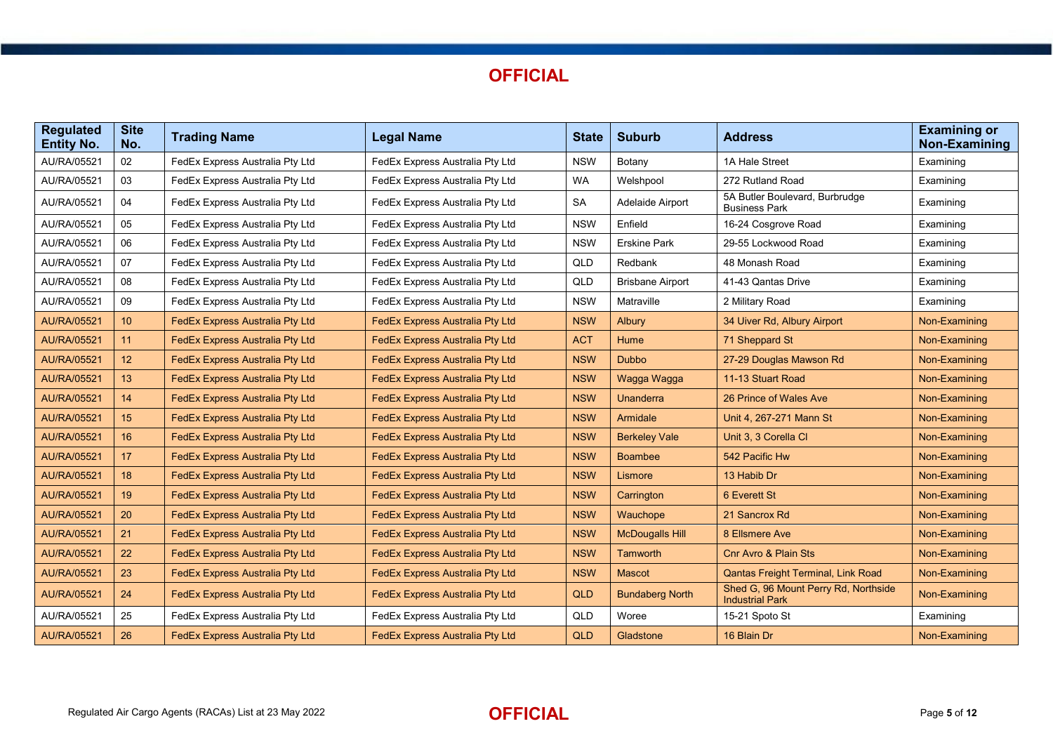**OFFICIAL**

| Regulated Entity No. | Site No. | Trading Name | Legal Name | State | Suburb | Address | Examining or Non-Examining |
|---|---|---|---|---|---|---|---|
| AU/RA/05521 | 02 | FedEx Express Australia Pty Ltd | FedEx Express Australia Pty Ltd | NSW | Botany | 1A Hale Street | Examining |
| AU/RA/05521 | 03 | FedEx Express Australia Pty Ltd | FedEx Express Australia Pty Ltd | WA | Welshpool | 272 Rutland Road | Examining |
| AU/RA/05521 | 04 | FedEx Express Australia Pty Ltd | FedEx Express Australia Pty Ltd | SA | Adelaide Airport | 5A Butler Boulevard, Burbrudge Business Park | Examining |
| AU/RA/05521 | 05 | FedEx Express Australia Pty Ltd | FedEx Express Australia Pty Ltd | NSW | Enfield | 16-24 Cosgrove Road | Examining |
| AU/RA/05521 | 06 | FedEx Express Australia Pty Ltd | FedEx Express Australia Pty Ltd | NSW | Erskine Park | 29-55 Lockwood Road | Examining |
| AU/RA/05521 | 07 | FedEx Express Australia Pty Ltd | FedEx Express Australia Pty Ltd | QLD | Redbank | 48 Monash Road | Examining |
| AU/RA/05521 | 08 | FedEx Express Australia Pty Ltd | FedEx Express Australia Pty Ltd | QLD | Brisbane Airport | 41-43 Qantas Drive | Examining |
| AU/RA/05521 | 09 | FedEx Express Australia Pty Ltd | FedEx Express Australia Pty Ltd | NSW | Matraville | 2 Military Road | Examining |
| AU/RA/05521 | 10 | FedEx Express Australia Pty Ltd | FedEx Express Australia Pty Ltd | NSW | Albury | 34 Uiver Rd, Albury Airport | Non-Examining |
| AU/RA/05521 | 11 | FedEx Express Australia Pty Ltd | FedEx Express Australia Pty Ltd | ACT | Hume | 71 Sheppard St | Non-Examining |
| AU/RA/05521 | 12 | FedEx Express Australia Pty Ltd | FedEx Express Australia Pty Ltd | NSW | Dubbo | 27-29 Douglas Mawson Rd | Non-Examining |
| AU/RA/05521 | 13 | FedEx Express Australia Pty Ltd | FedEx Express Australia Pty Ltd | NSW | Wagga Wagga | 11-13 Stuart Road | Non-Examining |
| AU/RA/05521 | 14 | FedEx Express Australia Pty Ltd | FedEx Express Australia Pty Ltd | NSW | Unanderra | 26 Prince of Wales Ave | Non-Examining |
| AU/RA/05521 | 15 | FedEx Express Australia Pty Ltd | FedEx Express Australia Pty Ltd | NSW | Armidale | Unit 4, 267-271 Mann St | Non-Examining |
| AU/RA/05521 | 16 | FedEx Express Australia Pty Ltd | FedEx Express Australia Pty Ltd | NSW | Berkeley Vale | Unit 3, 3 Corella Cl | Non-Examining |
| AU/RA/05521 | 17 | FedEx Express Australia Pty Ltd | FedEx Express Australia Pty Ltd | NSW | Boambee | 542 Pacific Hw | Non-Examining |
| AU/RA/05521 | 18 | FedEx Express Australia Pty Ltd | FedEx Express Australia Pty Ltd | NSW | Lismore | 13 Habib Dr | Non-Examining |
| AU/RA/05521 | 19 | FedEx Express Australia Pty Ltd | FedEx Express Australia Pty Ltd | NSW | Carrington | 6 Everett St | Non-Examining |
| AU/RA/05521 | 20 | FedEx Express Australia Pty Ltd | FedEx Express Australia Pty Ltd | NSW | Wauchope | 21 Sancrox Rd | Non-Examining |
| AU/RA/05521 | 21 | FedEx Express Australia Pty Ltd | FedEx Express Australia Pty Ltd | NSW | McDougalls Hill | 8 Ellsmere Ave | Non-Examining |
| AU/RA/05521 | 22 | FedEx Express Australia Pty Ltd | FedEx Express Australia Pty Ltd | NSW | Tamworth | Cnr Avro & Plain Sts | Non-Examining |
| AU/RA/05521 | 23 | FedEx Express Australia Pty Ltd | FedEx Express Australia Pty Ltd | NSW | Mascot | Qantas Freight Terminal, Link Road | Non-Examining |
| AU/RA/05521 | 24 | FedEx Express Australia Pty Ltd | FedEx Express Australia Pty Ltd | QLD | Bundaberg North | Shed G, 96 Mount Perry Rd, Northside Industrial Park | Non-Examining |
| AU/RA/05521 | 25 | FedEx Express Australia Pty Ltd | FedEx Express Australia Pty Ltd | QLD | Woree | 15-21 Spoto St | Examining |
| AU/RA/05521 | 26 | FedEx Express Australia Pty Ltd | FedEx Express Australia Pty Ltd | QLD | Gladstone | 16 Blain Dr | Non-Examining |

Regulated Air Cargo Agents (RACAs) List at 23 May 2022

**OFFICIAL**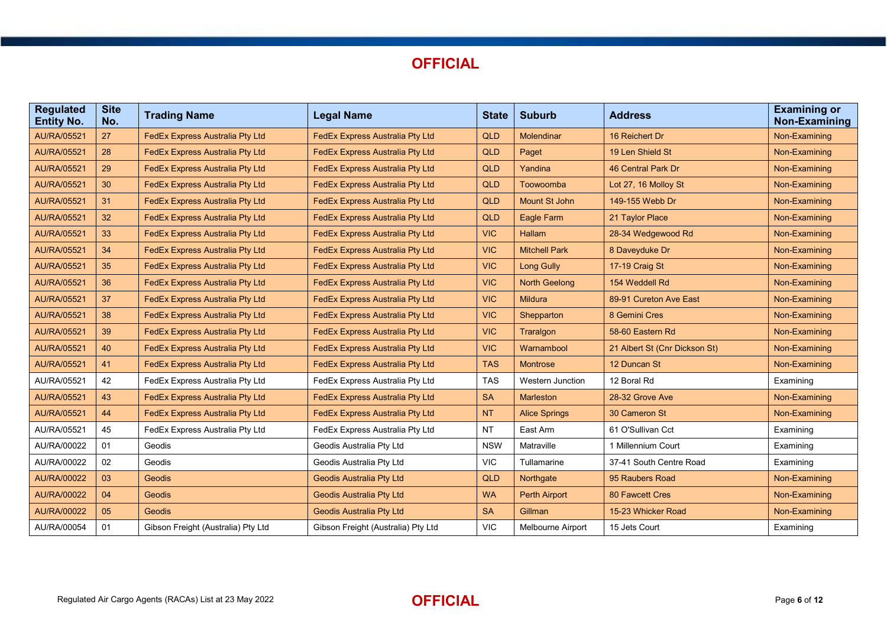**OFFICIAL**

| Regulated Entity No. | Site No. | Trading Name | Legal Name | State | Suburb | Address | Examining or Non-Examining |
|---|---|---|---|---|---|---|---|
| AU/RA/05521 | 27 | FedEx Express Australia Pty Ltd | FedEx Express Australia Pty Ltd | QLD | Molendinar | 16 Reichert Dr | Non-Examining |
| AU/RA/05521 | 28 | FedEx Express Australia Pty Ltd | FedEx Express Australia Pty Ltd | QLD | Paget | 19 Len Shield St | Non-Examining |
| AU/RA/05521 | 29 | FedEx Express Australia Pty Ltd | FedEx Express Australia Pty Ltd | QLD | Yandina | 46 Central Park Dr | Non-Examining |
| AU/RA/05521 | 30 | FedEx Express Australia Pty Ltd | FedEx Express Australia Pty Ltd | QLD | Toowoomba | Lot 27, 16 Molloy St | Non-Examining |
| AU/RA/05521 | 31 | FedEx Express Australia Pty Ltd | FedEx Express Australia Pty Ltd | QLD | Mount St John | 149-155 Webb Dr | Non-Examining |
| AU/RA/05521 | 32 | FedEx Express Australia Pty Ltd | FedEx Express Australia Pty Ltd | QLD | Eagle Farm | 21 Taylor Place | Non-Examining |
| AU/RA/05521 | 33 | FedEx Express Australia Pty Ltd | FedEx Express Australia Pty Ltd | VIC | Hallam | 28-34 Wedgewood Rd | Non-Examining |
| AU/RA/05521 | 34 | FedEx Express Australia Pty Ltd | FedEx Express Australia Pty Ltd | VIC | Mitchell Park | 8 Daveyduke Dr | Non-Examining |
| AU/RA/05521 | 35 | FedEx Express Australia Pty Ltd | FedEx Express Australia Pty Ltd | VIC | Long Gully | 17-19 Craig St | Non-Examining |
| AU/RA/05521 | 36 | FedEx Express Australia Pty Ltd | FedEx Express Australia Pty Ltd | VIC | North Geelong | 154 Weddell Rd | Non-Examining |
| AU/RA/05521 | 37 | FedEx Express Australia Pty Ltd | FedEx Express Australia Pty Ltd | VIC | Mildura | 89-91 Cureton Ave East | Non-Examining |
| AU/RA/05521 | 38 | FedEx Express Australia Pty Ltd | FedEx Express Australia Pty Ltd | VIC | Shepparton | 8 Gemini Cres | Non-Examining |
| AU/RA/05521 | 39 | FedEx Express Australia Pty Ltd | FedEx Express Australia Pty Ltd | VIC | Traralgon | 58-60 Eastern Rd | Non-Examining |
| AU/RA/05521 | 40 | FedEx Express Australia Pty Ltd | FedEx Express Australia Pty Ltd | VIC | Warrnambool | 21 Albert St (Cnr Dickson St) | Non-Examining |
| AU/RA/05521 | 41 | FedEx Express Australia Pty Ltd | FedEx Express Australia Pty Ltd | TAS | Montrose | 12 Duncan St | Non-Examining |
| AU/RA/05521 | 42 | FedEx Express Australia Pty Ltd | FedEx Express Australia Pty Ltd | TAS | Western Junction | 12 Boral Rd | Examining |
| AU/RA/05521 | 43 | FedEx Express Australia Pty Ltd | FedEx Express Australia Pty Ltd | SA | Marleston | 28-32 Grove Ave | Non-Examining |
| AU/RA/05521 | 44 | FedEx Express Australia Pty Ltd | FedEx Express Australia Pty Ltd | NT | Alice Springs | 30 Cameron St | Non-Examining |
| AU/RA/05521 | 45 | FedEx Express Australia Pty Ltd | FedEx Express Australia Pty Ltd | NT | East Arm | 61 O'Sullivan Cct | Examining |
| AU/RA/00022 | 01 | Geodis | Geodis Australia Pty Ltd | NSW | Matraville | 1 Millennium Court | Examining |
| AU/RA/00022 | 02 | Geodis | Geodis Australia Pty Ltd | VIC | Tullamarine | 37-41 South Centre Road | Examining |
| AU/RA/00022 | 03 | Geodis | Geodis Australia Pty Ltd | QLD | Northgate | 95 Raubers Road | Non-Examining |
| AU/RA/00022 | 04 | Geodis | Geodis Australia Pty Ltd | WA | Perth Airport | 80 Fawcett Cres | Non-Examining |
| AU/RA/00022 | 05 | Geodis | Geodis Australia Pty Ltd | SA | Gillman | 15-23 Whicker Road | Non-Examining |
| AU/RA/00054 | 01 | Gibson Freight (Australia) Pty Ltd | Gibson Freight (Australia) Pty Ltd | VIC | Melbourne Airport | 15 Jets Court | Examining |

Regulated Air Cargo Agents (RACAs) List at 23 May 2022

**OFFICIAL**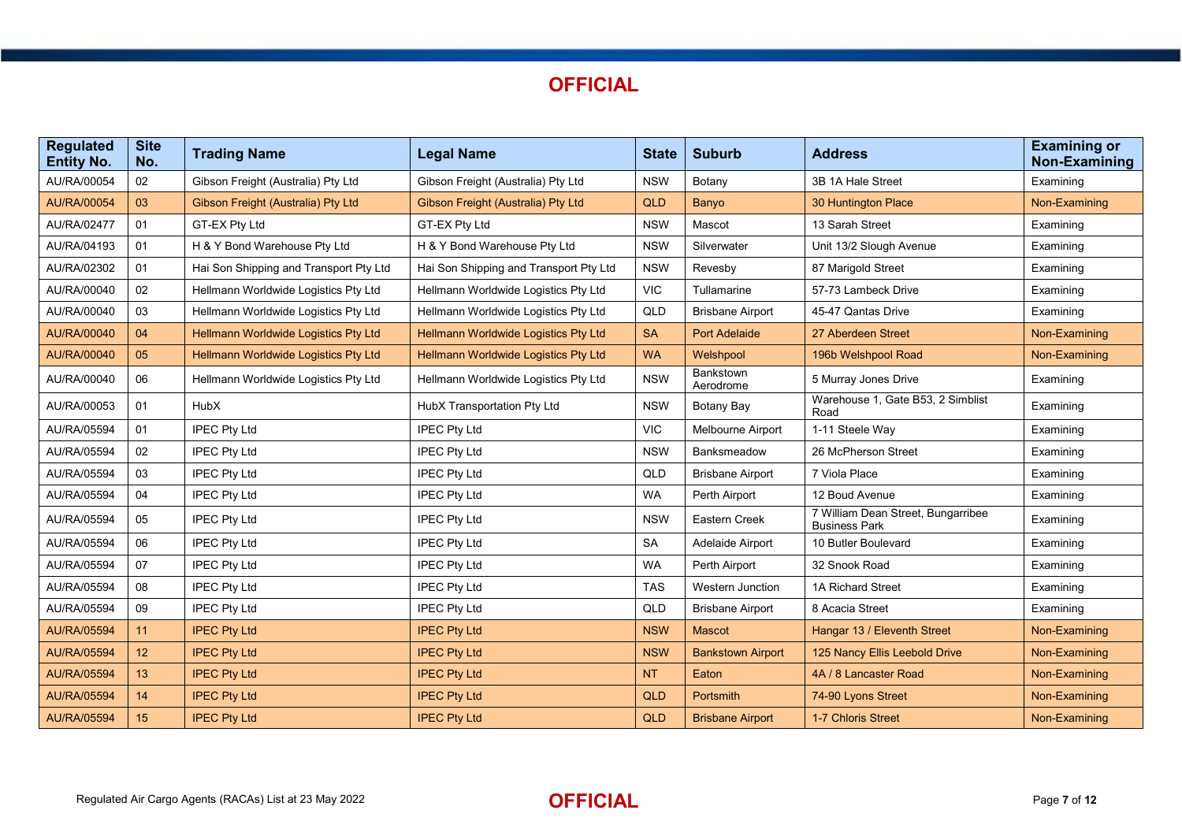OFFICIAL

| Regulated Entity No. | Site No. | Trading Name | Legal Name | State | Suburb | Address | Examining or Non-Examining |
|---|---|---|---|---|---|---|---|
| AU/RA/00054 | 02 | Gibson Freight (Australia) Pty Ltd | Gibson Freight (Australia) Pty Ltd | NSW | Botany | 3B 1A Hale Street | Examining |
| AU/RA/00054 | 03 | Gibson Freight (Australia) Pty Ltd | Gibson Freight (Australia) Pty Ltd | QLD | Banyo | 30 Huntington Place | Non-Examining |
| AU/RA/02477 | 01 | GT-EX Pty Ltd | GT-EX Pty Ltd | NSW | Mascot | 13 Sarah Street | Examining |
| AU/RA/04193 | 01 | H & Y Bond Warehouse Pty Ltd | H & Y Bond Warehouse Pty Ltd | NSW | Silverwater | Unit 13/2 Slough Avenue | Examining |
| AU/RA/02302 | 01 | Hai Son Shipping and Transport Pty Ltd | Hai Son Shipping and Transport Pty Ltd | NSW | Revesby | 87 Marigold Street | Examining |
| AU/RA/00040 | 02 | Hellmann Worldwide Logistics Pty Ltd | Hellmann Worldwide Logistics Pty Ltd | VIC | Tullamarine | 57-73 Lambeck Drive | Examining |
| AU/RA/00040 | 03 | Hellmann Worldwide Logistics Pty Ltd | Hellmann Worldwide Logistics Pty Ltd | QLD | Brisbane Airport | 45-47 Qantas Drive | Examining |
| AU/RA/00040 | 04 | Hellmann Worldwide Logistics Pty Ltd | Hellmann Worldwide Logistics Pty Ltd | SA | Port Adelaide | 27 Aberdeen Street | Non-Examining |
| AU/RA/00040 | 05 | Hellmann Worldwide Logistics Pty Ltd | Hellmann Worldwide Logistics Pty Ltd | WA | Welshpool | 196b Welshpool Road | Non-Examining |
| AU/RA/00040 | 06 | Hellmann Worldwide Logistics Pty Ltd | Hellmann Worldwide Logistics Pty Ltd | NSW | Bankstown Aerodrome | 5 Murray Jones Drive | Examining |
| AU/RA/00053 | 01 | HubX | HubX Transportation Pty Ltd | NSW | Botany Bay | Warehouse 1, Gate B53, 2 Simblist Road | Examining |
| AU/RA/05594 | 01 | IPEC Pty Ltd | IPEC Pty Ltd | VIC | Melbourne Airport | 1-11 Steele Way | Examining |
| AU/RA/05594 | 02 | IPEC Pty Ltd | IPEC Pty Ltd | NSW | Banksmeadow | 26 McPherson Street | Examining |
| AU/RA/05594 | 03 | IPEC Pty Ltd | IPEC Pty Ltd | QLD | Brisbane Airport | 7 Viola Place | Examining |
| AU/RA/05594 | 04 | IPEC Pty Ltd | IPEC Pty Ltd | WA | Perth Airport | 12 Boud Avenue | Examining |
| AU/RA/05594 | 05 | IPEC Pty Ltd | IPEC Pty Ltd | NSW | Eastern Creek | 7 William Dean Street, Bungarribee Business Park | Examining |
| AU/RA/05594 | 06 | IPEC Pty Ltd | IPEC Pty Ltd | SA | Adelaide Airport | 10 Butler Boulevard | Examining |
| AU/RA/05594 | 07 | IPEC Pty Ltd | IPEC Pty Ltd | WA | Perth Airport | 32 Snook Road | Examining |
| AU/RA/05594 | 08 | IPEC Pty Ltd | IPEC Pty Ltd | TAS | Western Junction | 1A Richard Street | Examining |
| AU/RA/05594 | 09 | IPEC Pty Ltd | IPEC Pty Ltd | QLD | Brisbane Airport | 8 Acacia Street | Examining |
| AU/RA/05594 | 11 | IPEC Pty Ltd | IPEC Pty Ltd | NSW | Mascot | Hangar 13 / Eleventh Street | Non-Examining |
| AU/RA/05594 | 12 | IPEC Pty Ltd | IPEC Pty Ltd | NSW | Bankstown Airport | 125 Nancy Ellis Leebold Drive | Non-Examining |
| AU/RA/05594 | 13 | IPEC Pty Ltd | IPEC Pty Ltd | NT | Eaton | 4A / 8 Lancaster Road | Non-Examining |
| AU/RA/05594 | 14 | IPEC Pty Ltd | IPEC Pty Ltd | QLD | Portsmith | 74-90 Lyons Street | Non-Examining |
| AU/RA/05594 | 15 | IPEC Pty Ltd | IPEC Pty Ltd | QLD | Brisbane Airport | 1-7 Chloris Street | Non-Examining |

Regulated Air Cargo Agents (RACAs) List at 23 May 2022

OFFICIAL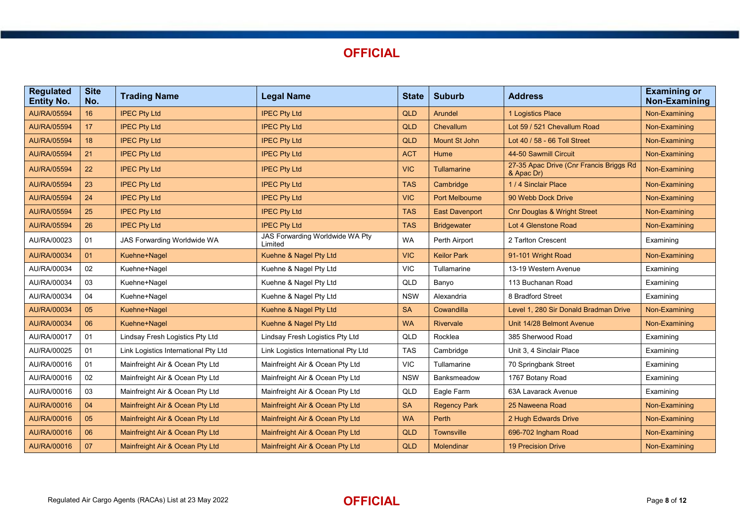**OFFICIAL**

| Regulated Entity No. | Site No. | Trading Name | Legal Name | State | Suburb | Address | Examining or Non-Examining |
|---|---|---|---|---|---|---|---|
| AU/RA/05594 | 16 | IPEC Pty Ltd | IPEC Pty Ltd | QLD | Arundel | 1 Logistics Place | Non-Examining |
| AU/RA/05594 | 17 | IPEC Pty Ltd | IPEC Pty Ltd | QLD | Chevallum | Lot 59 / 521 Chevallum Road | Non-Examining |
| AU/RA/05594 | 18 | IPEC Pty Ltd | IPEC Pty Ltd | QLD | Mount St John | Lot 40 / 58 - 66 Toll Street | Non-Examining |
| AU/RA/05594 | 21 | IPEC Pty Ltd | IPEC Pty Ltd | ACT | Hume | 44-50 Sawmill Circuit | Non-Examining |
| AU/RA/05594 | 22 | IPEC Pty Ltd | IPEC Pty Ltd | VIC | Tullamarine | 27-35 Apac Drive (Cnr Francis Briggs Rd & Apac Dr) | Non-Examining |
| AU/RA/05594 | 23 | IPEC Pty Ltd | IPEC Pty Ltd | TAS | Cambridge | 1 / 4 Sinclair Place | Non-Examining |
| AU/RA/05594 | 24 | IPEC Pty Ltd | IPEC Pty Ltd | VIC | Port Melbourne | 90 Webb Dock Drive | Non-Examining |
| AU/RA/05594 | 25 | IPEC Pty Ltd | IPEC Pty Ltd | TAS | East Davenport | Cnr Douglas & Wright Street | Non-Examining |
| AU/RA/05594 | 26 | IPEC Pty Ltd | IPEC Pty Ltd | TAS | Bridgewater | Lot 4 Glenstone Road | Non-Examining |
| AU/RA/00023 | 01 | JAS Forwarding Worldwide WA | JAS Forwarding Worldwide WA Pty Limited | WA | Perth Airport | 2 Tarlton Crescent | Examining |
| AU/RA/00034 | 01 | Kuehne+Nagel | Kuehne & Nagel Pty Ltd | VIC | Keilor Park | 91-101 Wright Road | Non-Examining |
| AU/RA/00034 | 02 | Kuehne+Nagel | Kuehne & Nagel Pty Ltd | VIC | Tullamarine | 13-19 Western Avenue | Examining |
| AU/RA/00034 | 03 | Kuehne+Nagel | Kuehne & Nagel Pty Ltd | QLD | Banyo | 113 Buchanan Road | Examining |
| AU/RA/00034 | 04 | Kuehne+Nagel | Kuehne & Nagel Pty Ltd | NSW | Alexandria | 8 Bradford Street | Examining |
| AU/RA/00034 | 05 | Kuehne+Nagel | Kuehne & Nagel Pty Ltd | SA | Cowandilla | Level 1, 280 Sir Donald Bradman Drive | Non-Examining |
| AU/RA/00034 | 06 | Kuehne+Nagel | Kuehne & Nagel Pty Ltd | WA | Rivervale | Unit 14/28 Belmont Avenue | Non-Examining |
| AU/RA/00017 | 01 | Lindsay Fresh Logistics Pty Ltd | Lindsay Fresh Logistics Pty Ltd | QLD | Rocklea | 385 Sherwood Road | Examining |
| AU/RA/00025 | 01 | Link Logistics International Pty Ltd | Link Logistics International Pty Ltd | TAS | Cambridge | Unit 3, 4 Sinclair Place | Examining |
| AU/RA/00016 | 01 | Mainfreight Air & Ocean Pty Ltd | Mainfreight Air & Ocean Pty Ltd | VIC | Tullamarine | 70 Springbank Street | Examining |
| AU/RA/00016 | 02 | Mainfreight Air & Ocean Pty Ltd | Mainfreight Air & Ocean Pty Ltd | NSW | Banksmeadow | 1767 Botany Road | Examining |
| AU/RA/00016 | 03 | Mainfreight Air & Ocean Pty Ltd | Mainfreight Air & Ocean Pty Ltd | QLD | Eagle Farm | 63A Lavarack Avenue | Examining |
| AU/RA/00016 | 04 | Mainfreight Air & Ocean Pty Ltd | Mainfreight Air & Ocean Pty Ltd | SA | Regency Park | 25 Naweena Road | Non-Examining |
| AU/RA/00016 | 05 | Mainfreight Air & Ocean Pty Ltd | Mainfreight Air & Ocean Pty Ltd | WA | Perth | 2 Hugh Edwards Drive | Non-Examining |
| AU/RA/00016 | 06 | Mainfreight Air & Ocean Pty Ltd | Mainfreight Air & Ocean Pty Ltd | QLD | Townsville | 696-702 Ingham Road | Non-Examining |
| AU/RA/00016 | 07 | Mainfreight Air & Ocean Pty Ltd | Mainfreight Air & Ocean Pty Ltd | QLD | Molendinar | 19 Precision Drive | Non-Examining |

**OFFICIAL**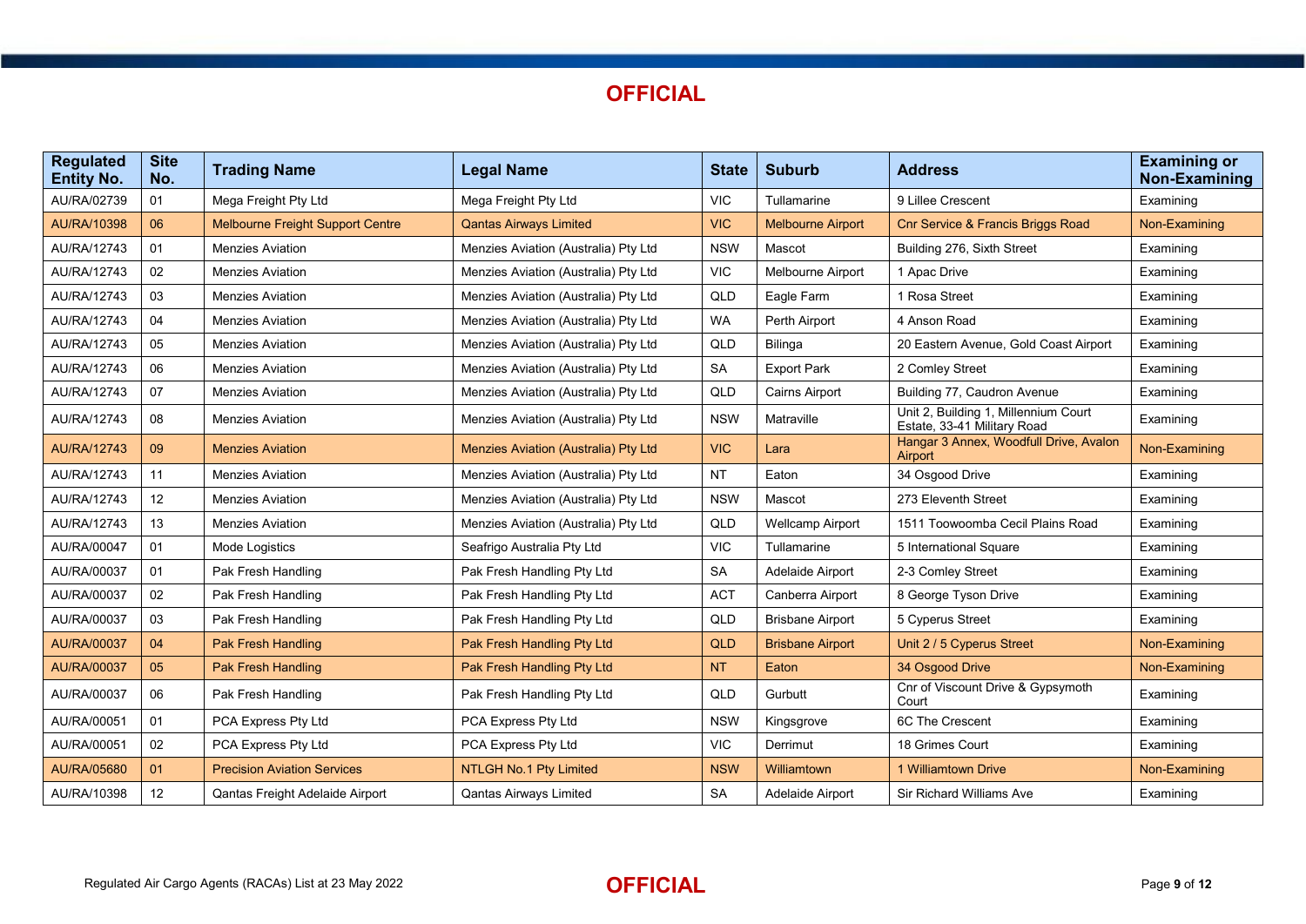**OFFICIAL**

| Regulated Entity No. | Site No. | Trading Name | Legal Name | State | Suburb | Address | Examining or Non-Examining |
|---|---|---|---|---|---|---|---|
| AU/RA/02739 | 01 | Mega Freight Pty Ltd | Mega Freight Pty Ltd | VIC | Tullamarine | 9 Lillee Crescent | Examining |
| AU/RA/10398 | 06 | Melbourne Freight Support Centre | Qantas Airways Limited | VIC | Melbourne Airport | Cnr Service & Francis Briggs Road | Non-Examining |
| AU/RA/12743 | 01 | Menzies Aviation | Menzies Aviation (Australia) Pty Ltd | NSW | Mascot | Building 276, Sixth Street | Examining |
| AU/RA/12743 | 02 | Menzies Aviation | Menzies Aviation (Australia) Pty Ltd | VIC | Melbourne Airport | 1 Apac Drive | Examining |
| AU/RA/12743 | 03 | Menzies Aviation | Menzies Aviation (Australia) Pty Ltd | QLD | Eagle Farm | 1 Rosa Street | Examining |
| AU/RA/12743 | 04 | Menzies Aviation | Menzies Aviation (Australia) Pty Ltd | WA | Perth Airport | 4 Anson Road | Examining |
| AU/RA/12743 | 05 | Menzies Aviation | Menzies Aviation (Australia) Pty Ltd | QLD | Bilinga | 20 Eastern Avenue, Gold Coast Airport | Examining |
| AU/RA/12743 | 06 | Menzies Aviation | Menzies Aviation (Australia) Pty Ltd | SA | Export Park | 2 Comley Street | Examining |
| AU/RA/12743 | 07 | Menzies Aviation | Menzies Aviation (Australia) Pty Ltd | QLD | Cairns Airport | Building 77, Caudron Avenue | Examining |
| AU/RA/12743 | 08 | Menzies Aviation | Menzies Aviation (Australia) Pty Ltd | NSW | Matraville | Unit 2, Building 1, Millennium Court Estate, 33-41 Military Road | Examining |
| AU/RA/12743 | 09 | Menzies Aviation | Menzies Aviation (Australia) Pty Ltd | VIC | Lara | Hangar 3 Annex, Woodfull Drive, Avalon Airport | Non-Examining |
| AU/RA/12743 | 11 | Menzies Aviation | Menzies Aviation (Australia) Pty Ltd | NT | Eaton | 34 Osgood Drive | Examining |
| AU/RA/12743 | 12 | Menzies Aviation | Menzies Aviation (Australia) Pty Ltd | NSW | Mascot | 273 Eleventh Street | Examining |
| AU/RA/12743 | 13 | Menzies Aviation | Menzies Aviation (Australia) Pty Ltd | QLD | Wellcamp Airport | 1511 Toowoomba Cecil Plains Road | Examining |
| AU/RA/00047 | 01 | Mode Logistics | Seafrigo Australia Pty Ltd | VIC | Tullamarine | 5 International Square | Examining |
| AU/RA/00037 | 01 | Pak Fresh Handling | Pak Fresh Handling Pty Ltd | SA | Adelaide Airport | 2-3 Comley Street | Examining |
| AU/RA/00037 | 02 | Pak Fresh Handling | Pak Fresh Handling Pty Ltd | ACT | Canberra Airport | 8 George Tyson Drive | Examining |
| AU/RA/00037 | 03 | Pak Fresh Handling | Pak Fresh Handling Pty Ltd | QLD | Brisbane Airport | 5 Cyperus Street | Examining |
| AU/RA/00037 | 04 | Pak Fresh Handling | Pak Fresh Handling Pty Ltd | QLD | Brisbane Airport | Unit 2 / 5 Cyperus Street | Non-Examining |
| AU/RA/00037 | 05 | Pak Fresh Handling | Pak Fresh Handling Pty Ltd | NT | Eaton | 34 Osgood Drive | Non-Examining |
| AU/RA/00037 | 06 | Pak Fresh Handling | Pak Fresh Handling Pty Ltd | QLD | Gurbutt | Cnr of Viscount Drive & Gypsymoth Court | Examining |
| AU/RA/00051 | 01 | PCA Express Pty Ltd | PCA Express Pty Ltd | NSW | Kingsgrove | 6C The Crescent | Examining |
| AU/RA/00051 | 02 | PCA Express Pty Ltd | PCA Express Pty Ltd | VIC | Derrimut | 18 Grimes Court | Examining |
| AU/RA/05680 | 01 | Precision Aviation Services | NTLGH No.1 Pty Limited | NSW | Williamtown | 1 Williamtown Drive | Non-Examining |
| AU/RA/10398 | 12 | Qantas Freight Adelaide Airport | Qantas Airways Limited | SA | Adelaide Airport | Sir Richard Williams Ave | Examining |

Regulated Air Cargo Agents (RACAs) List at 23 May 2022

**OFFICIAL**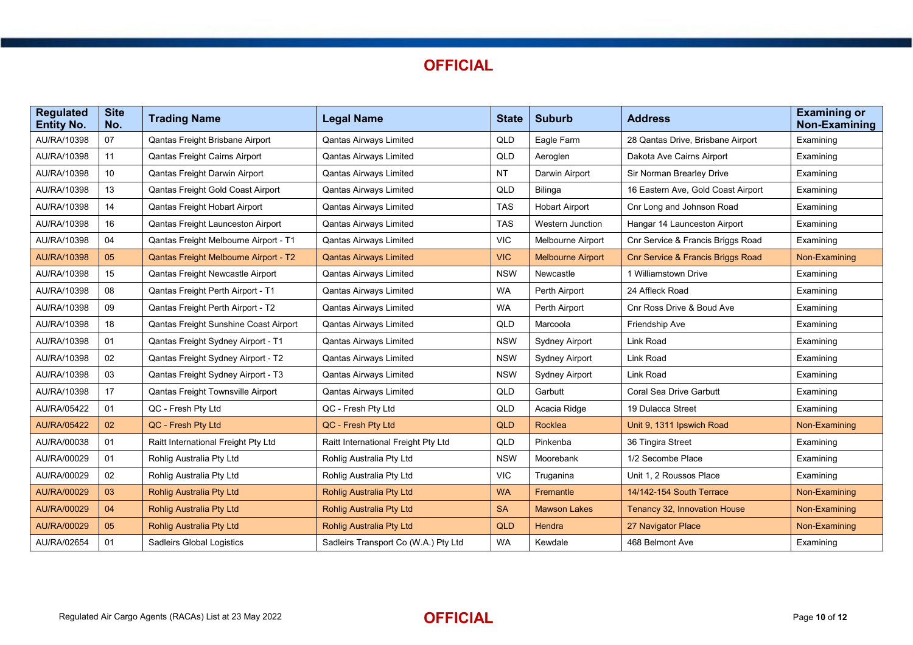**OFFICIAL**

| Regulated Entity No. | Site No. | Trading Name | Legal Name | State | Suburb | Address | Examining or Non-Examining |
|---|---|---|---|---|---|---|---|
| AU/RA/10398 | 07 | Qantas Freight Brisbane Airport | Qantas Airways Limited | QLD | Eagle Farm | 28 Qantas Drive, Brisbane Airport | Examining |
| AU/RA/10398 | 11 | Qantas Freight Cairns Airport | Qantas Airways Limited | QLD | Aeroglen | Dakota Ave Cairns Airport | Examining |
| AU/RA/10398 | 10 | Qantas Freight Darwin Airport | Qantas Airways Limited | NT | Darwin Airport | Sir Norman Brearley Drive | Examining |
| AU/RA/10398 | 13 | Qantas Freight Gold Coast Airport | Qantas Airways Limited | QLD | Bilinga | 16 Eastern Ave, Gold Coast Airport | Examining |
| AU/RA/10398 | 14 | Qantas Freight Hobart Airport | Qantas Airways Limited | TAS | Hobart Airport | Cnr Long and Johnson Road | Examining |
| AU/RA/10398 | 16 | Qantas Freight Launceston Airport | Qantas Airways Limited | TAS | Western Junction | Hangar 14 Launceston Airport | Examining |
| AU/RA/10398 | 04 | Qantas Freight Melbourne Airport - T1 | Qantas Airways Limited | VIC | Melbourne Airport | Cnr Service & Francis Briggs Road | Examining |
| AU/RA/10398 | 05 | Qantas Freight Melbourne Airport - T2 | Qantas Airways Limited | VIC | Melbourne Airport | Cnr Service & Francis Briggs Road | Non-Examining |
| AU/RA/10398 | 15 | Qantas Freight Newcastle Airport | Qantas Airways Limited | NSW | Newcastle | 1 Williamstown Drive | Examining |
| AU/RA/10398 | 08 | Qantas Freight Perth Airport - T1 | Qantas Airways Limited | WA | Perth Airport | 24 Affleck Road | Examining |
| AU/RA/10398 | 09 | Qantas Freight Perth Airport - T2 | Qantas Airways Limited | WA | Perth Airport | Cnr Ross Drive & Boud Ave | Examining |
| AU/RA/10398 | 18 | Qantas Freight Sunshine Coast Airport | Qantas Airways Limited | QLD | Marcoola | Friendship Ave | Examining |
| AU/RA/10398 | 01 | Qantas Freight Sydney Airport - T1 | Qantas Airways Limited | NSW | Sydney Airport | Link Road | Examining |
| AU/RA/10398 | 02 | Qantas Freight Sydney Airport - T2 | Qantas Airways Limited | NSW | Sydney Airport | Link Road | Examining |
| AU/RA/10398 | 03 | Qantas Freight Sydney Airport - T3 | Qantas Airways Limited | NSW | Sydney Airport | Link Road | Examining |
| AU/RA/10398 | 17 | Qantas Freight Townsville Airport | Qantas Airways Limited | QLD | Garbutt | Coral Sea Drive Garbutt | Examining |
| AU/RA/05422 | 01 | QC - Fresh Pty Ltd | QC - Fresh Pty Ltd | QLD | Acacia Ridge | 19 Dulacca Street | Examining |
| AU/RA/05422 | 02 | QC - Fresh Pty Ltd | QC - Fresh Pty Ltd | QLD | Rocklea | Unit 9, 1311 Ipswich Road | Non-Examining |
| AU/RA/00038 | 01 | Raitt International Freight Pty Ltd | Raitt International Freight Pty Ltd | QLD | Pinkenba | 36 Tingira Street | Examining |
| AU/RA/00029 | 01 | Rohlig Australia Pty Ltd | Rohlig Australia Pty Ltd | NSW | Moorebank | 1/2 Secombe Place | Examining |
| AU/RA/00029 | 02 | Rohlig Australia Pty Ltd | Rohlig Australia Pty Ltd | VIC | Truganina | Unit 1, 2 Roussos Place | Examining |
| AU/RA/00029 | 03 | Rohlig Australia Pty Ltd | Rohlig Australia Pty Ltd | WA | Fremantle | 14/142-154 South Terrace | Non-Examining |
| AU/RA/00029 | 04 | Rohlig Australia Pty Ltd | Rohlig Australia Pty Ltd | SA | Mawson Lakes | Tenancy 32, Innovation House | Non-Examining |
| AU/RA/00029 | 05 | Rohlig Australia Pty Ltd | Rohlig Australia Pty Ltd | QLD | Hendra | 27 Navigator Place | Non-Examining |
| AU/RA/02654 | 01 | Sadleirs Global Logistics | Sadleirs Transport Co (W.A.) Pty Ltd | WA | Kewdale | 468 Belmont Ave | Examining |

Regulated Air Cargo Agents (RACAs) List at 23 May 2022

**OFFICIAL**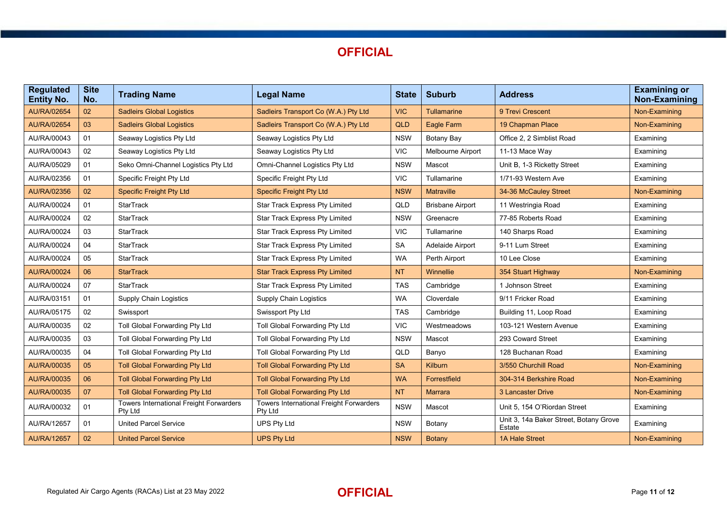**OFFICIAL**

| Regulated Entity No. | Site No. | Trading Name | Legal Name | State | Suburb | Address | Examining or Non-Examining |
|---|---|---|---|---|---|---|---|
| AU/RA/02654 | 02 | Sadleirs Global Logistics | Sadleirs Transport Co (W.A.) Pty Ltd | VIC | Tullamarine | 9 Trevi Crescent | Non-Examining |
| AU/RA/02654 | 03 | Sadleirs Global Logistics | Sadleirs Transport Co (W.A.) Pty Ltd | QLD | Eagle Farm | 19 Chapman Place | Non-Examining |
| AU/RA/00043 | 01 | Seaway Logistics Pty Ltd | Seaway Logistics Pty Ltd | NSW | Botany Bay | Office 2, 2 Simblist Road | Examining |
| AU/RA/00043 | 02 | Seaway Logistics Pty Ltd | Seaway Logistics Pty Ltd | VIC | Melbourne Airport | 11-13 Mace Way | Examining |
| AU/RA/05029 | 01 | Seko Omni-Channel Logistics Pty Ltd | Omni-Channel Logistics Pty Ltd | NSW | Mascot | Unit B, 1-3 Ricketty Street | Examining |
| AU/RA/02356 | 01 | Specific Freight Pty Ltd | Specific Freight Pty Ltd | VIC | Tullamarine | 1/71-93 Western Ave | Examining |
| AU/RA/02356 | 02 | Specific Freight Pty Ltd | Specific Freight Pty Ltd | NSW | Matraville | 34-36 McCauley Street | Non-Examining |
| AU/RA/00024 | 01 | StarTrack | Star Track Express Pty Limited | QLD | Brisbane Airport | 11 Westringia Road | Examining |
| AU/RA/00024 | 02 | StarTrack | Star Track Express Pty Limited | NSW | Greenacre | 77-85 Roberts Road | Examining |
| AU/RA/00024 | 03 | StarTrack | Star Track Express Pty Limited | VIC | Tullamarine | 140 Sharps Road | Examining |
| AU/RA/00024 | 04 | StarTrack | Star Track Express Pty Limited | SA | Adelaide Airport | 9-11 Lum Street | Examining |
| AU/RA/00024 | 05 | StarTrack | Star Track Express Pty Limited | WA | Perth Airport | 10 Lee Close | Examining |
| AU/RA/00024 | 06 | StarTrack | Star Track Express Pty Limited | NT | Winnellie | 354 Stuart Highway | Non-Examining |
| AU/RA/00024 | 07 | StarTrack | Star Track Express Pty Limited | TAS | Cambridge | 1 Johnson Street | Examining |
| AU/RA/03151 | 01 | Supply Chain Logistics | Supply Chain Logistics | WA | Cloverdale | 9/11 Fricker Road | Examining |
| AU/RA/05175 | 02 | Swissport | Swissport Pty Ltd | TAS | Cambridge | Building 11, Loop Road | Examining |
| AU/RA/00035 | 02 | Toll Global Forwarding Pty Ltd | Toll Global Forwarding Pty Ltd | VIC | Westmeadows | 103-121 Western Avenue | Examining |
| AU/RA/00035 | 03 | Toll Global Forwarding Pty Ltd | Toll Global Forwarding Pty Ltd | NSW | Mascot | 293 Coward Street | Examining |
| AU/RA/00035 | 04 | Toll Global Forwarding Pty Ltd | Toll Global Forwarding Pty Ltd | QLD | Banyo | 128 Buchanan Road | Examining |
| AU/RA/00035 | 05 | Toll Global Forwarding Pty Ltd | Toll Global Forwarding Pty Ltd | SA | Kilburn | 3/550 Churchill Road | Non-Examining |
| AU/RA/00035 | 06 | Toll Global Forwarding Pty Ltd | Toll Global Forwarding Pty Ltd | WA | Forrestfield | 304-314 Berkshire Road | Non-Examining |
| AU/RA/00035 | 07 | Toll Global Forwarding Pty Ltd | Toll Global Forwarding Pty Ltd | NT | Marrara | 3 Lancaster Drive | Non-Examining |
| AU/RA/00032 | 01 | Towers International Freight Forwarders Pty Ltd | Towers International Freight Forwarders Pty Ltd | NSW | Mascot | Unit 5, 154 O'Riordan Street | Examining |
| AU/RA/12657 | 01 | United Parcel Service | UPS Pty Ltd | NSW | Botany | Unit 3, 14a Baker Street, Botany Grove Estate | Examining |
| AU/RA/12657 | 02 | United Parcel Service | UPS Pty Ltd | NSW | Botany | 1A Hale Street | Non-Examining |

Regulated Air Cargo Agents (RACAs) List at 23 May 2022

**OFFICIAL**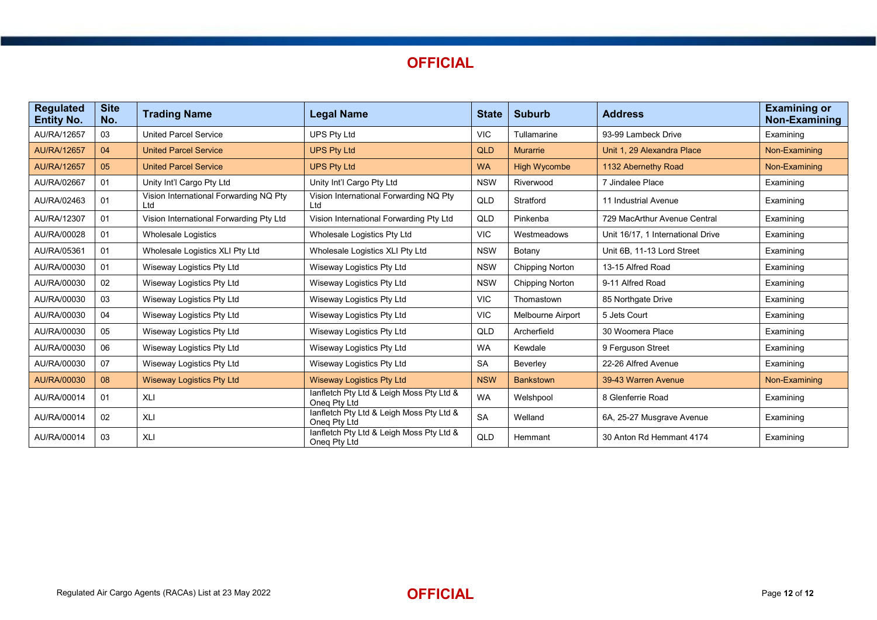**OFFICIAL**

| Regulated Entity No. | Site No. | Trading Name | Legal Name | State | Suburb | Address | Examining or Non-Examining |
|---|---|---|---|---|---|---|---|
| AU/RA/12657 | 03 | United Parcel Service | UPS Pty Ltd | VIC | Tullamarine | 93-99 Lambeck Drive | Examining |
| AU/RA/12657 | 04 | United Parcel Service | UPS Pty Ltd | QLD | Murarrie | Unit 1, 29 Alexandra Place | Non-Examining |
| AU/RA/12657 | 05 | United Parcel Service | UPS Pty Ltd | WA | High Wycombe | 1132 Abernethy Road | Non-Examining |
| AU/RA/02667 | 01 | Unity Int'l Cargo Pty Ltd | Unity Int'l Cargo Pty Ltd | NSW | Riverwood | 7 Jindalee Place | Examining |
| AU/RA/02463 | 01 | Vision International Forwarding NQ Pty Ltd | Vision International Forwarding NQ Pty Ltd | QLD | Stratford | 11 Industrial Avenue | Examining |
| AU/RA/12307 | 01 | Vision International Forwarding Pty Ltd | Vision International Forwarding Pty Ltd | QLD | Pinkenba | 729 MacArthur Avenue Central | Examining |
| AU/RA/00028 | 01 | Wholesale Logistics | Wholesale Logistics Pty Ltd | VIC | Westmeadows | Unit 16/17, 1 International Drive | Examining |
| AU/RA/05361 | 01 | Wholesale Logistics XLI Pty Ltd | Wholesale Logistics XLI Pty Ltd | NSW | Botany | Unit 6B, 11-13 Lord Street | Examining |
| AU/RA/00030 | 01 | Wiseway Logistics Pty Ltd | Wiseway Logistics Pty Ltd | NSW | Chipping Norton | 13-15 Alfred Road | Examining |
| AU/RA/00030 | 02 | Wiseway Logistics Pty Ltd | Wiseway Logistics Pty Ltd | NSW | Chipping Norton | 9-11 Alfred Road | Examining |
| AU/RA/00030 | 03 | Wiseway Logistics Pty Ltd | Wiseway Logistics Pty Ltd | VIC | Thomastown | 85 Northgate Drive | Examining |
| AU/RA/00030 | 04 | Wiseway Logistics Pty Ltd | Wiseway Logistics Pty Ltd | VIC | Melbourne Airport | 5 Jets Court | Examining |
| AU/RA/00030 | 05 | Wiseway Logistics Pty Ltd | Wiseway Logistics Pty Ltd | QLD | Archerfield | 30 Woomera Place | Examining |
| AU/RA/00030 | 06 | Wiseway Logistics Pty Ltd | Wiseway Logistics Pty Ltd | WA | Kewdale | 9 Ferguson Street | Examining |
| AU/RA/00030 | 07 | Wiseway Logistics Pty Ltd | Wiseway Logistics Pty Ltd | SA | Beverley | 22-26 Alfred Avenue | Examining |
| AU/RA/00030 | 08 | Wiseway Logistics Pty Ltd | Wiseway Logistics Pty Ltd | NSW | Bankstown | 39-43 Warren Avenue | Non-Examining |
| AU/RA/00014 | 01 | XLI | Ianfletch Pty Ltd & Leigh Moss Pty Ltd & Oneq Pty Ltd | WA | Welshpool | 8 Glenferrie Road | Examining |
| AU/RA/00014 | 02 | XLI | Ianfletch Pty Ltd & Leigh Moss Pty Ltd & Oneq Pty Ltd | SA | Welland | 6A, 25-27 Musgrave Avenue | Examining |
| AU/RA/00014 | 03 | XLI | Ianfletch Pty Ltd & Leigh Moss Pty Ltd & Oneq Pty Ltd | QLD | Hemmant | 30 Anton Rd Hemmant 4174 | Examining |

Regulated Air Cargo Agents (RACAs) List at 23 May 2022

**OFFICIAL**